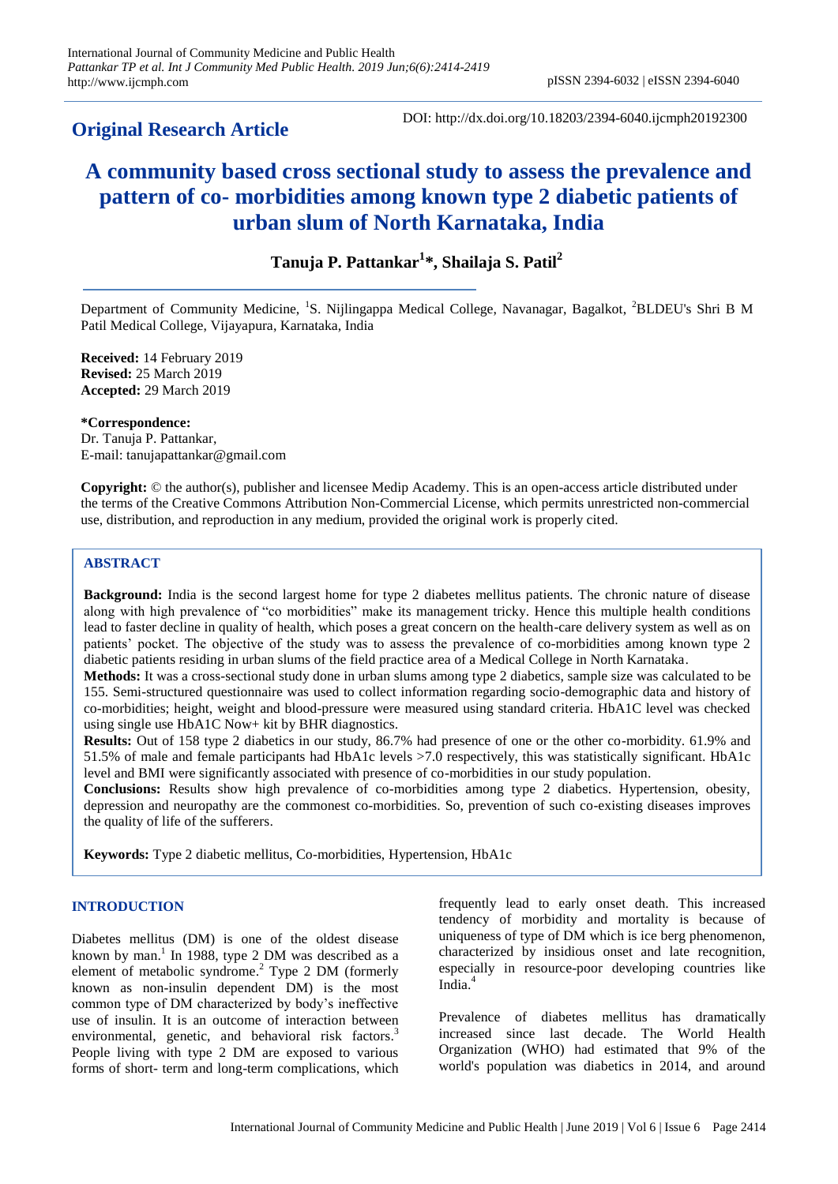**Original Research Article**

DOI: http://dx.doi.org/10.18203/2394-6040.ijcmph20192300

# A community based cross sectional study to assess the prevalence and pattern of co- morbidities among known type 2 diabetic patients of urban slum of North Karnataka, India

**Tanuja P. Pattankar[1]\*, Shailaja S. Patil[2]**

Department of Community Medicine, [1]S. Nijlingappa Medical College, Navanagar, Bagalkot, [2]BLDEU's Shri B M Patil Medical College, Vijayapura, Karnataka, India

**Received:** 14 February 2019
**Revised:** 25 March 2019
**Accepted:** 29 March 2019

**\*Correspondence:**
Dr. Tanuja P. Pattankar,
E-mail: tanujapattankar@gmail.com

**Copyright:** © the author(s), publisher and licensee Medip Academy. This is an open-access article distributed under the terms of the Creative Commons Attribution Non-Commercial License, which permits unrestricted non-commercial use, distribution, and reproduction in any medium, provided the original work is properly cited.

## ABSTRACT

**Background:** India is the second largest home for type 2 diabetes mellitus patients. The chronic nature of disease along with high prevalence of "co morbidities" make its management tricky. Hence this multiple health conditions lead to faster decline in quality of health, which poses a great concern on the health-care delivery system as well as on patients' pocket. The objective of the study was to assess the prevalence of co-morbidities among known type 2 diabetic patients residing in urban slums of the field practice area of a Medical College in North Karnataka.

**Methods:** It was a cross-sectional study done in urban slums among type 2 diabetics, sample size was calculated to be 155. Semi-structured questionnaire was used to collect information regarding socio-demographic data and history of co-morbidities; height, weight and blood-pressure were measured using standard criteria. HbA1C level was checked using single use HbA1C Now+ kit by BHR diagnostics.

**Results:** Out of 158 type 2 diabetics in our study, 86.7% had presence of one or the other co-morbidity. 61.9% and 51.5% of male and female participants had HbA1c levels >7.0 respectively, this was statistically significant. HbA1c level and BMI were significantly associated with presence of co-morbidities in our study population.

**Conclusions:** Results show high prevalence of co-morbidities among type 2 diabetics. Hypertension, obesity, depression and neuropathy are the commonest co-morbidities. So, prevention of such co-existing diseases improves the quality of life of the sufferers.

**Keywords:** Type 2 diabetic mellitus, Co-morbidities, Hypertension, HbA1c

## INTRODUCTION

Diabetes mellitus (DM) is one of the oldest disease known by man.[1] In 1988, type 2 DM was described as a element of metabolic syndrome.[2] Type 2 DM (formerly known as non-insulin dependent DM) is the most common type of DM characterized by body's ineffective use of insulin. It is an outcome of interaction between environmental, genetic, and behavioral risk factors.[3] People living with type 2 DM are exposed to various forms of short- term and long-term complications, which frequently lead to early onset death. This increased tendency of morbidity and mortality is because of uniqueness of type of DM which is ice berg phenomenon, characterized by insidious onset and late recognition, especially in resource-poor developing countries like India.[4]

Prevalence of diabetes mellitus has dramatically increased since last decade. The World Health Organization (WHO) had estimated that 9% of the world's population was diabetics in 2014, and around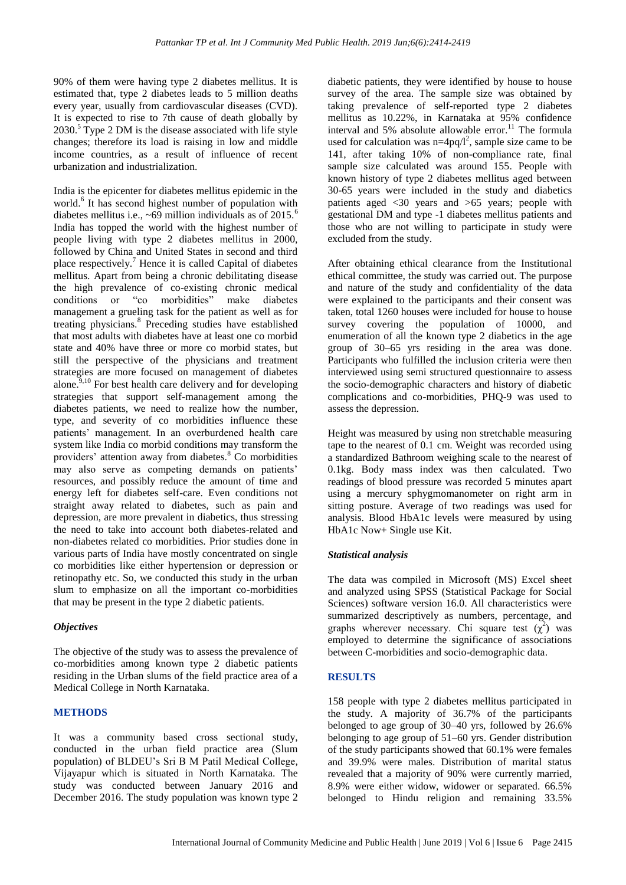90% of them were having type 2 diabetes mellitus. It is estimated that, type 2 diabetes leads to 5 million deaths every year, usually from cardiovascular diseases (CVD). It is expected to rise to 7th cause of death globally by 2030.[5] Type 2 DM is the disease associated with life style changes; therefore its load is raising in low and middle income countries, as a result of influence of recent urbanization and industrialization.

India is the epicenter for diabetes mellitus epidemic in the world.[6] It has second highest number of population with diabetes mellitus i.e., ~69 million individuals as of 2015.[6] India has topped the world with the highest number of people living with type 2 diabetes mellitus in 2000, followed by China and United States in second and third place respectively.[7] Hence it is called Capital of diabetes mellitus. Apart from being a chronic debilitating disease the high prevalence of co-existing chronic medical conditions or "co morbidities" make diabetes management a grueling task for the patient as well as for treating physicians.[8] Preceding studies have established that most adults with diabetes have at least one co morbid state and 40% have three or more co morbid states, but still the perspective of the physicians and treatment strategies are more focused on management of diabetes alone.[9,10] For best health care delivery and for developing strategies that support self-management among the diabetes patients, we need to realize how the number, type, and severity of co morbidities influence these patients' management. In an overburdened health care system like India co morbid conditions may transform the providers' attention away from diabetes.[8] Co morbidities may also serve as competing demands on patients' resources, and possibly reduce the amount of time and energy left for diabetes self-care. Even conditions not straight away related to diabetes, such as pain and depression, are more prevalent in diabetics, thus stressing the need to take into account both diabetes-related and non-diabetes related co morbidities. Prior studies done in various parts of India have mostly concentrated on single co morbidities like either hypertension or depression or retinopathy etc. So, we conducted this study in the urban slum to emphasize on all the important co-morbidities that may be present in the type 2 diabetic patients.

### *Objectives*

The objective of the study was to assess the prevalence of co-morbidities among known type 2 diabetic patients residing in the Urban slums of the field practice area of a Medical College in North Karnataka.

## METHODS

It was a community based cross sectional study, conducted in the urban field practice area (Slum population) of BLDEU's Sri B M Patil Medical College, Vijayapur which is situated in North Karnataka. The study was conducted between January 2016 and December 2016. The study population was known type 2 diabetic patients, they were identified by house to house survey of the area. The sample size was obtained by taking prevalence of self-reported type 2 diabetes mellitus as 10.22%, in Karnataka at 95% confidence interval and 5% absolute allowable error.[11] The formula used for calculation was $n=4pq/l^2$, sample size came to be 141, after taking 10% of non-compliance rate, final sample size calculated was around 155. People with known history of type 2 diabetes mellitus aged between 30-65 years were included in the study and diabetics patients aged <30 years and >65 years; people with gestational DM and type -1 diabetes mellitus patients and those who are not willing to participate in study were excluded from the study.

After obtaining ethical clearance from the Institutional ethical committee, the study was carried out. The purpose and nature of the study and confidentiality of the data were explained to the participants and their consent was taken, total 1260 houses were included for house to house survey covering the population of 10000, and enumeration of all the known type 2 diabetics in the age group of 30–65 yrs residing in the area was done. Participants who fulfilled the inclusion criteria were then interviewed using semi structured questionnaire to assess the socio-demographic characters and history of diabetic complications and co-morbidities, PHQ-9 was used to assess the depression.

Height was measured by using non stretchable measuring tape to the nearest of 0.1 cm. Weight was recorded using a standardized Bathroom weighing scale to the nearest of 0.1kg. Body mass index was then calculated. Two readings of blood pressure was recorded 5 minutes apart using a mercury sphygmomanometer on right arm in sitting posture. Average of two readings was used for analysis. Blood HbA1c levels were measured by using HbA1c Now+ Single use Kit.

### *Statistical analysis*

The data was compiled in Microsoft (MS) Excel sheet and analyzed using SPSS (Statistical Package for Social Sciences) software version 16.0. All characteristics were summarized descriptively as numbers, percentage, and graphs wherever necessary. Chi square test ($\chi^2$) was employed to determine the significance of associations between C-morbidities and socio-demographic data.

## RESULTS

158 people with type 2 diabetes mellitus participated in the study. A majority of 36.7% of the participants belonged to age group of 30–40 yrs, followed by 26.6% belonging to age group of 51–60 yrs. Gender distribution of the study participants showed that 60.1% were females and 39.9% were males. Distribution of marital status revealed that a majority of 90% were currently married, 8.9% were either widow, widower or separated. 66.5% belonged to Hindu religion and remaining 33.5%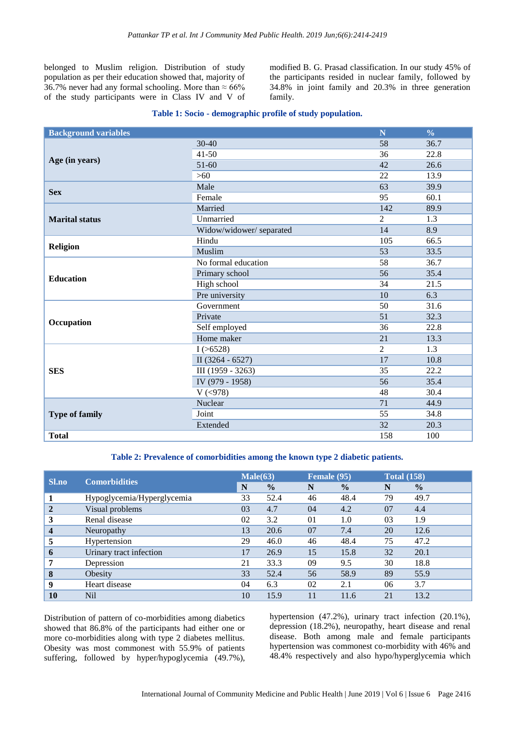belonged to Muslim religion. Distribution of study population as per their education showed that, majority of 36.7% never had any formal schooling. More than ≈ 66% of the study participants were in Class IV and V of modified B. G. Prasad classification. In our study 45% of the participants resided in nuclear family, followed by 34.8% in joint family and 20.3% in three generation family.

**Table 1: Socio - demographic profile of study population.**

| Background variables | | N | % |
|---|---|---|---|
| **Age (in years)** | 30-40 | 58 | 36.7 |
| | 41-50 | 36 | 22.8 |
| | 51-60 | 42 | 26.6 |
| | >60 | 22 | 13.9 |
| **Sex** | Male | 63 | 39.9 |
| | Female | 95 | 60.1 |
| **Marital status** | Married | 142 | 89.9 |
| | Unmarried | 2 | 1.3 |
| | Widow/widower/ separated | 14 | 8.9 |
| **Religion** | Hindu | 105 | 66.5 |
| | Muslim | 53 | 33.5 |
| **Education** | No formal education | 58 | 36.7 |
| | Primary school | 56 | 35.4 |
| | High school | 34 | 21.5 |
| | Pre university | 10 | 6.3 |
| **Occupation** | Government | 50 | 31.6 |
| | Private | 51 | 32.3 |
| | Self employed | 36 | 22.8 |
| | Home maker | 21 | 13.3 |
| **SES** | I (>6528) | 2 | 1.3 |
| | II (3264 - 6527) | 17 | 10.8 |
| | III (1959 - 3263) | 35 | 22.2 |
| | IV (979 - 1958) | 56 | 35.4 |
| | V (<978) | 48 | 30.4 |
| **Type of family** | Nuclear | 71 | 44.9 |
| | Joint | 55 | 34.8 |
| | Extended | 32 | 20.3 |
| **Total** | | 158 | 100 |

**Table 2: Prevalence of comorbidities among the known type 2 diabetic patients.**

| Sl.no | Comorbidities | Male(63) | | Female (95) | | Total (158) | |
|---|---|---|---|---|---|---|---|
| | | N | % | N | % | N | % |
| 1 | Hypoglycemia/Hyperglycemia | 33 | 52.4 | 46 | 48.4 | 79 | 49.7 |
| 2 | Visual problems | 03 | 4.7 | 04 | 4.2 | 07 | 4.4 |
| 3 | Renal disease | 02 | 3.2 | 01 | 1.0 | 03 | 1.9 |
| 4 | Neuropathy | 13 | 20.6 | 07 | 7.4 | 20 | 12.6 |
| 5 | Hypertension | 29 | 46.0 | 46 | 48.4 | 75 | 47.2 |
| 6 | Urinary tract infection | 17 | 26.9 | 15 | 15.8 | 32 | 20.1 |
| 7 | Depression | 21 | 33.3 | 09 | 9.5 | 30 | 18.8 |
| 8 | Obesity | 33 | 52.4 | 56 | 58.9 | 89 | 55.9 |
| 9 | Heart disease | 04 | 6.3 | 02 | 2.1 | 06 | 3.7 |
| 10 | Nil | 10 | 15.9 | 11 | 11.6 | 21 | 13.2 |

Distribution of pattern of co-morbidities among diabetics showed that 86.8% of the participants had either one or more co-morbidities along with type 2 diabetes mellitus. Obesity was most commonest with 55.9% of patients suffering, followed by hyper/hypoglycemia (49.7%), hypertension (47.2%), urinary tract infection (20.1%), depression (18.2%), neuropathy, heart disease and renal disease. Both among male and female participants hypertension was commonest co-morbidity with 46% and 48.4% respectively and also hypo/hyperglycemia which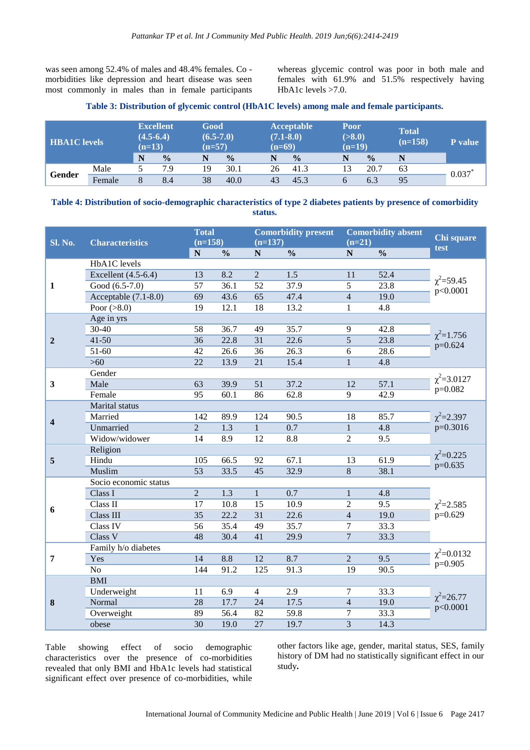was seen among 52.4% of males and 48.4% females. Co - morbidities like depression and heart disease was seen most commonly in males than in female participants whereas glycemic control was poor in both male and females with 61.9% and 51.5% respectively having HbA1c levels >7.0.

**Table 3: Distribution of glycemic control (HbA1C levels) among male and female participants.**

| HBA1C levels | | Excellent (4.5-6.4) (n=13) | | Good (6.5-7.0) (n=57) | | Acceptable (7.1-8.0) (n=69) | | Poor (>8.0) (n=19) | | Total (n=158) | P value |
|---|---|---|---|---|---|---|---|---|---|---|---|
| | | N | % | N | % | N | % | N | % | N | |
| Gender | Male | 5 | 7.9 | 19 | 30.1 | 26 | 41.3 | 13 | 20.7 | 63 | 0.037* |
| | Female | 8 | 8.4 | 38 | 40.0 | 43 | 45.3 | 6 | 6.3 | 95 | |

**Table 4: Distribution of socio-demographic characteristics of type 2 diabetes patients by presence of comorbidity status.**

| Sl. No. | Characteristics | Total (n=158) | | Comorbidity present (n=137) | | Comorbidity absent (n=21) | | Chi square test |
|---|---|---|---|---|---|---|---|---|
| | | N | % | N | % | N | % | |
| 1 | HbA1C levels | | | | | | | $\chi^2$=59.45 p<0.0001 |
| | Excellent (4.5-6.4) | 13 | 8.2 | 2 | 1.5 | 11 | 52.4 | |
| | Good (6.5-7.0) | 57 | 36.1 | 52 | 37.9 | 5 | 23.8 | |
| | Acceptable (7.1-8.0) | 69 | 43.6 | 65 | 47.4 | 4 | 19.0 | |
| | Poor (>8.0) | 19 | 12.1 | 18 | 13.2 | 1 | 4.8 | |
| 2 | Age in yrs | | | | | | | $\chi^2$=1.756 p=0.624 |
| | 30-40 | 58 | 36.7 | 49 | 35.7 | 9 | 42.8 | |
| | 41-50 | 36 | 22.8 | 31 | 22.6 | 5 | 23.8 | |
| | 51-60 | 42 | 26.6 | 36 | 26.3 | 6 | 28.6 | |
| | >60 | 22 | 13.9 | 21 | 15.4 | 1 | 4.8 | |
| 3 | Gender | | | | | | | $\chi^2$=3.0127 p=0.082 |
| | Male | 63 | 39.9 | 51 | 37.2 | 12 | 57.1 | |
| | Female | 95 | 60.1 | 86 | 62.8 | 9 | 42.9 | |
| 4 | Marital status | | | | | | | $\chi^2$=2.397 p=0.3016 |
| | Married | 142 | 89.9 | 124 | 90.5 | 18 | 85.7 | |
| | Unmarried | 2 | 1.3 | 1 | 0.7 | 1 | 4.8 | |
| | Widow/widower | 14 | 8.9 | 12 | 8.8 | 2 | 9.5 | |
| 5 | Religion | | | | | | | $\chi^2$=0.225 p=0.635 |
| | Hindu | 105 | 66.5 | 92 | 67.1 | 13 | 61.9 | |
| | Muslim | 53 | 33.5 | 45 | 32.9 | 8 | 38.1 | |
| 6 | Socio economic status | | | | | | | $\chi^2$=2.585 p=0.629 |
| | Class I | 2 | 1.3 | 1 | 0.7 | 1 | 4.8 | |
| | Class II | 17 | 10.8 | 15 | 10.9 | 2 | 9.5 | |
| | Class III | 35 | 22.2 | 31 | 22.6 | 4 | 19.0 | |
| | Class IV | 56 | 35.4 | 49 | 35.7 | 7 | 33.3 | |
| | Class V | 48 | 30.4 | 41 | 29.9 | 7 | 33.3 | |
| 7 | Family h/o diabetes | | | | | | | $\chi^2$=0.0132 p=0.905 |
| | Yes | 14 | 8.8 | 12 | 8.7 | 2 | 9.5 | |
| | No | 144 | 91.2 | 125 | 91.3 | 19 | 90.5 | |
| 8 | BMI | | | | | | | $\chi^2$=26.77 p<0.0001 |
| | Underweight | 11 | 6.9 | 4 | 2.9 | 7 | 33.3 | |
| | Normal | 28 | 17.7 | 24 | 17.5 | 4 | 19.0 | |
| | Overweight | 89 | 56.4 | 82 | 59.8 | 7 | 33.3 | |
| | obese | 30 | 19.0 | 27 | 19.7 | 3 | 14.3 | |

Table showing effect of socio demographic characteristics over the presence of co-morbidities revealed that only BMI and HbA1c levels had statistical significant effect over presence of co-morbidities, while other factors like age, gender, marital status, SES, family history of DM had no statistically significant effect in our study.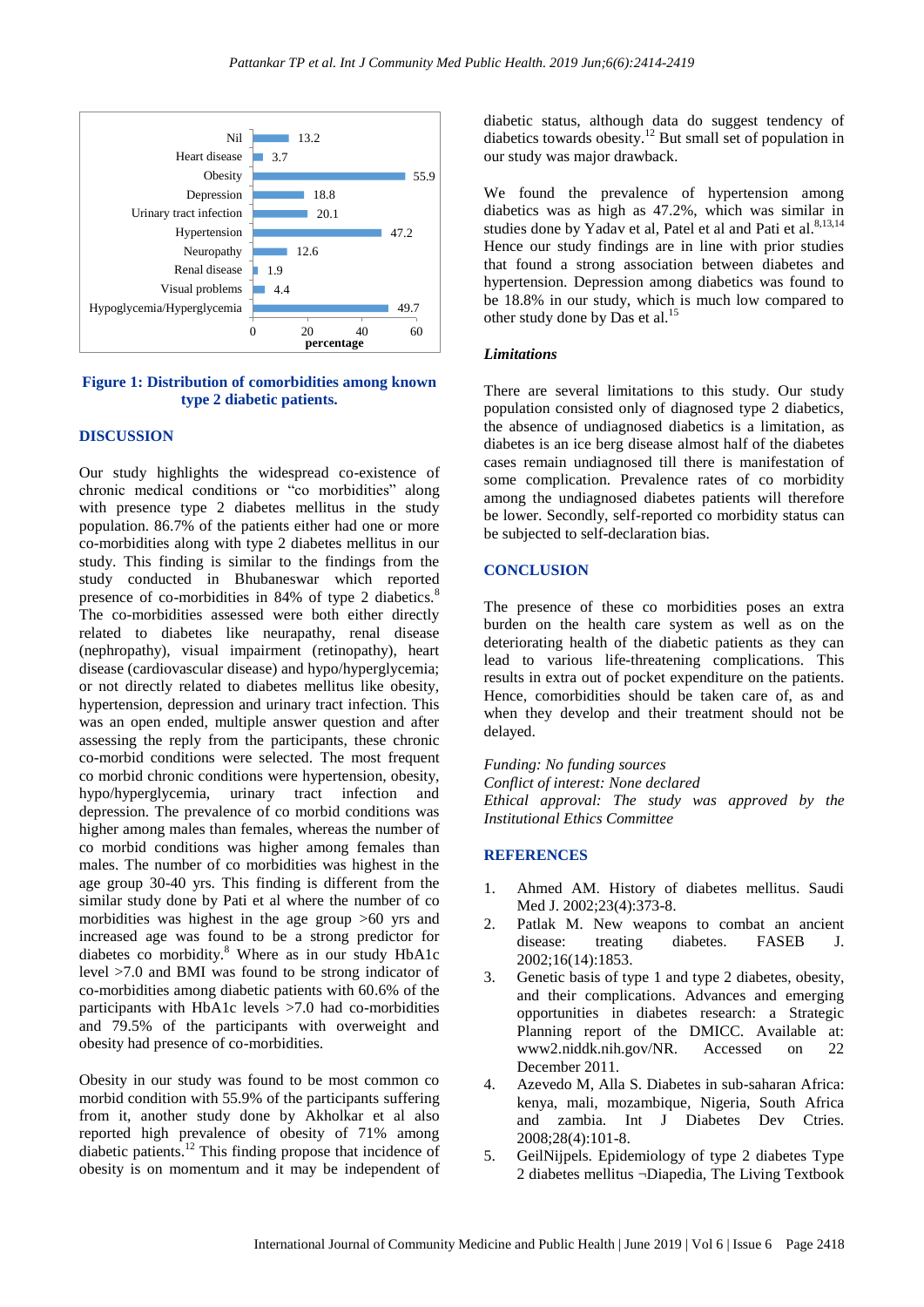| Comorbidity | Percentage |
|---|---|
| Nil | 13.2 |
| Heart disease | 3.7 |
| Obesity | 55.9 |
| Depression | 18.8 |
| Urinary tract infection | 20.1 |
| Hypertension | 47.2 |
| Neuropathy | 12.6 |
| Renal disease | 1.9 |
| Visual problems | 4.4 |
| Hypoglycemia/Hyperglycemia | 49.7 |

**Figure 1: Distribution of comorbidities among known type 2 diabetic patients.**

## DISCUSSION

Our study highlights the widespread co-existence of chronic medical conditions or "co morbidities" along with presence type 2 diabetes mellitus in the study population. 86.7% of the patients either had one or more co-morbidities along with type 2 diabetes mellitus in our study. This finding is similar to the findings from the study conducted in Bhubaneswar which reported presence of co-morbidities in 84% of type 2 diabetics.[8] The co-morbidities assessed were both either directly related to diabetes like neurapathy, renal disease (nephropathy), visual impairment (retinopathy), heart disease (cardiovascular disease) and hypo/hyperglycemia; or not directly related to diabetes mellitus like obesity, hypertension, depression and urinary tract infection. This was an open ended, multiple answer question and after assessing the reply from the participants, these chronic co-morbid conditions were selected. The most frequent co morbid chronic conditions were hypertension, obesity, hypo/hyperglycemia, urinary tract infection and depression. The prevalence of co morbid conditions was higher among males than females, whereas the number of co morbid conditions was higher among females than males. The number of co morbidities was highest in the age group 30-40 yrs. This finding is different from the similar study done by Pati et al where the number of co morbidities was highest in the age group >60 yrs and increased age was found to be a strong predictor for diabetes co morbidity.[8] Where as in our study HbA1c level >7.0 and BMI was found to be strong indicator of co-morbidities among diabetic patients with 60.6% of the participants with HbA1c levels >7.0 had co-morbidities and 79.5% of the participants with overweight and obesity had presence of co-morbidities.

Obesity in our study was found to be most common co morbid condition with 55.9% of the participants suffering from it, another study done by Akholkar et al also reported high prevalence of obesity of 71% among diabetic patients.[12] This finding propose that incidence of obesity is on momentum and it may be independent of diabetic status, although data do suggest tendency of diabetics towards obesity.[12] But small set of population in our study was major drawback.

We found the prevalence of hypertension among diabetics was as high as 47.2%, which was similar in studies done by Yadav et al, Patel et al and Pati et al.[8,13,14] Hence our study findings are in line with prior studies that found a strong association between diabetes and hypertension. Depression among diabetics was found to be 18.8% in our study, which is much low compared to other study done by Das et al.[15]

### *Limitations*

There are several limitations to this study. Our study population consisted only of diagnosed type 2 diabetics, the absence of undiagnosed diabetics is a limitation, as diabetes is an ice berg disease almost half of the diabetes cases remain undiagnosed till there is manifestation of some complication. Prevalence rates of co morbidity among the undiagnosed diabetes patients will therefore be lower. Secondly, self-reported co morbidity status can be subjected to self-declaration bias.

## CONCLUSION

The presence of these co morbidities poses an extra burden on the health care system as well as on the deteriorating health of the diabetic patients as they can lead to various life-threatening complications. This results in extra out of pocket expenditure on the patients. Hence, comorbidities should be taken care of, as and when they develop and their treatment should not be delayed.

*Funding: No funding sources*
*Conflict of interest: None declared*
*Ethical approval: The study was approved by the Institutional Ethics Committee*

## REFERENCES

1. Ahmed AM. History of diabetes mellitus. Saudi Med J. 2002;23(4):373-8.
2. Patlak M. New weapons to combat an ancient disease: treating diabetes. FASEB J. 2002;16(14):1853.
3. Genetic basis of type 1 and type 2 diabetes, obesity, and their complications. Advances and emerging opportunities in diabetes research: a Strategic Planning report of the DMICC. Available at: www2.niddk.nih.gov/NR. Accessed on 22 December 2011.
4. Azevedo M, Alla S. Diabetes in sub-saharan Africa: kenya, mali, mozambique, Nigeria, South Africa and zambia. Int J Diabetes Dev Ctries. 2008;28(4):101-8.
5. GeilNijpels. Epidemiology of type 2 diabetes Type 2 diabetes mellitus ¬Diapedia, The Living Textbook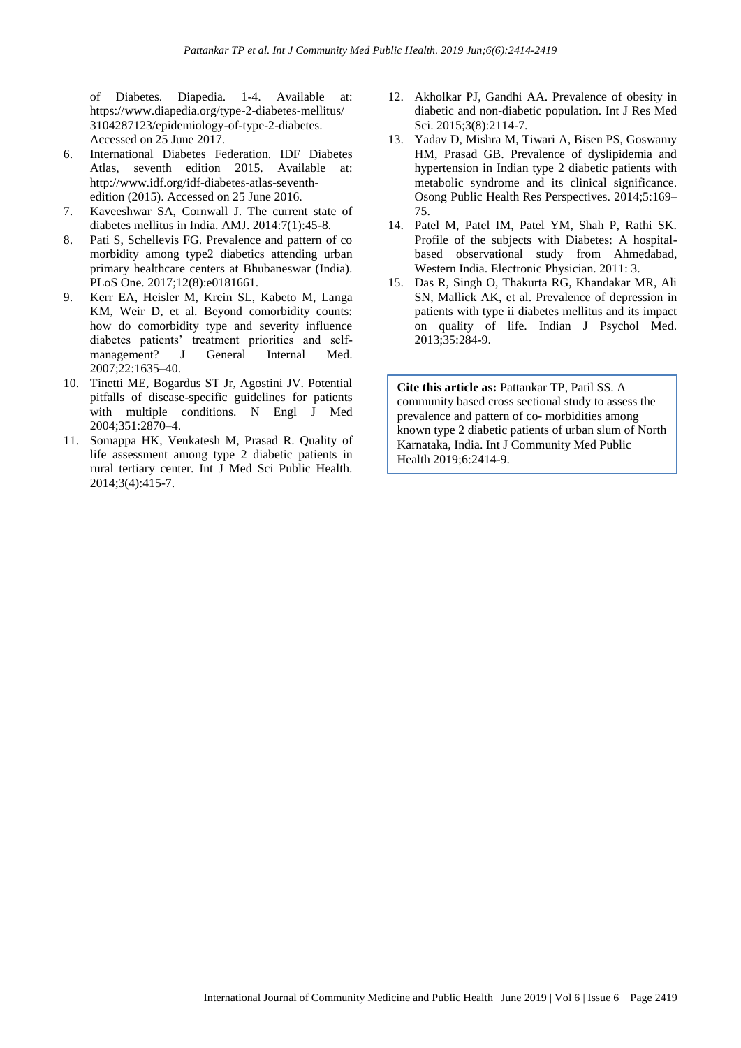of Diabetes. Diapedia. 1-4. Available at: https://www.diapedia.org/type-2-diabetes-mellitus/3104287123/epidemiology-of-type-2-diabetes. Accessed on 25 June 2017.

6. International Diabetes Federation. IDF Diabetes Atlas, seventh edition 2015. Available at: http://www.idf.org/idf-diabetes-atlas-seventh-edition (2015). Accessed on 25 June 2016.
7. Kaveeshwar SA, Cornwall J. The current state of diabetes mellitus in India. AMJ. 2014:7(1):45-8.
8. Pati S, Schellevis FG. Prevalence and pattern of co morbidity among type2 diabetics attending urban primary healthcare centers at Bhubaneswar (India). PLoS One. 2017;12(8):e0181661.
9. Kerr EA, Heisler M, Krein SL, Kabeto M, Langa KM, Weir D, et al. Beyond comorbidity counts: how do comorbidity type and severity influence diabetes patients' treatment priorities and self-management? J General Internal Med. 2007;22:1635–40.
10. Tinetti ME, Bogardus ST Jr, Agostini JV. Potential pitfalls of disease-specific guidelines for patients with multiple conditions. N Engl J Med 2004;351:2870–4.
11. Somappa HK, Venkatesh M, Prasad R. Quality of life assessment among type 2 diabetic patients in rural tertiary center. Int J Med Sci Public Health. 2014;3(4):415-7.
12. Akholkar PJ, Gandhi AA. Prevalence of obesity in diabetic and non-diabetic population. Int J Res Med Sci. 2015;3(8):2114-7.
13. Yadav D, Mishra M, Tiwari A, Bisen PS, Goswamy HM, Prasad GB. Prevalence of dyslipidemia and hypertension in Indian type 2 diabetic patients with metabolic syndrome and its clinical significance. Osong Public Health Res Perspectives. 2014;5:169–75.
14. Patel M, Patel IM, Patel YM, Shah P, Rathi SK. Profile of the subjects with Diabetes: A hospital-based observational study from Ahmedabad, Western India. Electronic Physician. 2011: 3.
15. Das R, Singh O, Thakurta RG, Khandakar MR, Ali SN, Mallick AK, et al. Prevalence of depression in patients with type ii diabetes mellitus and its impact on quality of life. Indian J Psychol Med. 2013;35:284-9.

**Cite this article as:** Pattankar TP, Patil SS. A community based cross sectional study to assess the prevalence and pattern of co- morbidities among known type 2 diabetic patients of urban slum of North Karnataka, India. Int J Community Med Public Health 2019;6:2414-9.